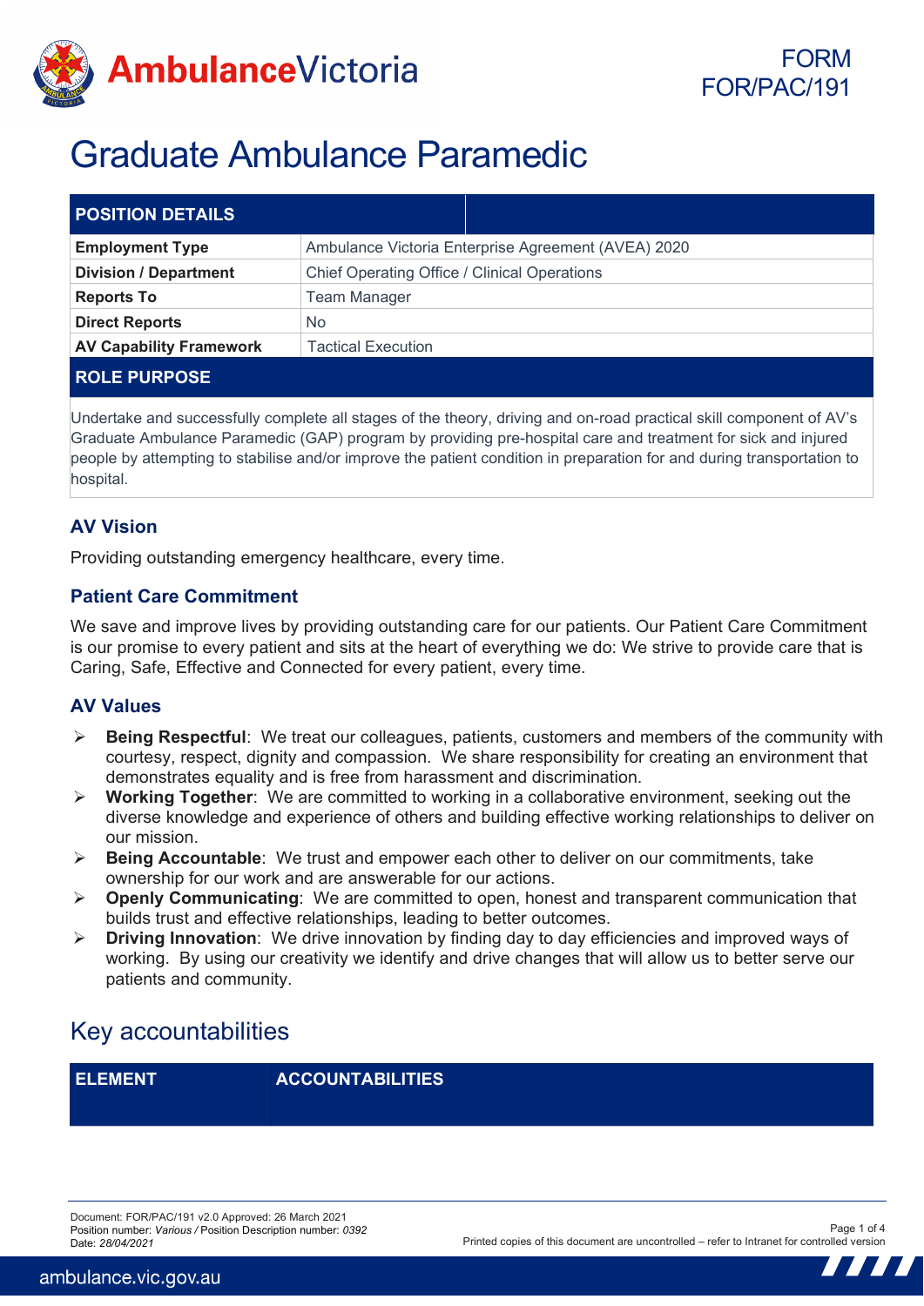FORM FOR/PAC/191

# Graduate Ambulance Paramedic

| POSITION DETAILS | |
|---|---|
| **Employment Type** | Ambulance Victoria Enterprise Agreement (AVEA) 2020 |
| **Division / Department** | Chief Operating Office / Clinical Operations |
| **Reports To** | Team Manager |
| **Direct Reports** | No |
| **AV Capability Framework** | Tactical Execution |

| ROLE PURPOSE |
|---|
| Undertake and successfully complete all stages of the theory, driving and on-road practical skill component of AV's Graduate Ambulance Paramedic (GAP) program by providing pre-hospital care and treatment for sick and injured people by attempting to stabilise and/or improve the patient condition in preparation for and during transportation to hospital. |

### AV Vision

Providing outstanding emergency healthcare, every time.

### Patient Care Commitment

We save and improve lives by providing outstanding care for our patients. Our Patient Care Commitment is our promise to every patient and sits at the heart of everything we do: We strive to provide care that is Caring, Safe, Effective and Connected for every patient, every time.

### AV Values

- **Being Respectful**: We treat our colleagues, patients, customers and members of the community with courtesy, respect, dignity and compassion. We share responsibility for creating an environment that demonstrates equality and is free from harassment and discrimination.
- **Working Together**: We are committed to working in a collaborative environment, seeking out the diverse knowledge and experience of others and building effective working relationships to deliver on our mission.
- **Being Accountable**: We trust and empower each other to deliver on our commitments, take ownership for our work and are answerable for our actions.
- **Openly Communicating**: We are committed to open, honest and transparent communication that builds trust and effective relationships, leading to better outcomes.
- **Driving Innovation**: We drive innovation by finding day to day efficiencies and improved ways of working. By using our creativity we identify and drive changes that will allow us to better serve our patients and community.

## Key accountabilities

| ELEMENT | ACCOUNTABILITIES |
|---|---|

Document: FOR/PAC/191 v2.0 Approved: 26 March 2021
Position number: *Various* / Position Description number: *0392*
Date: *28/04/2021*

Printed copies of this document are uncontrolled – refer to Intranet for controlled version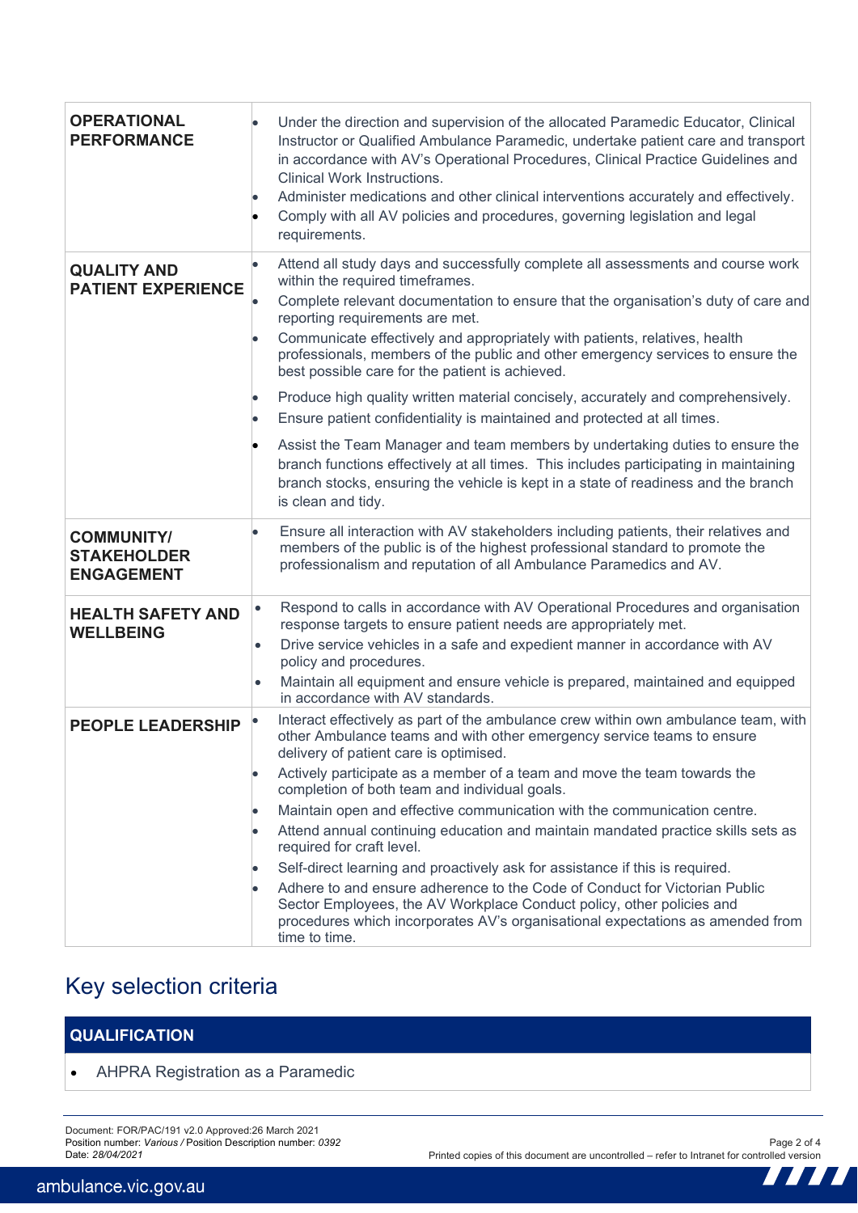| | |
|---|---|
| **OPERATIONAL PERFORMANCE** | • Under the direction and supervision of the allocated Paramedic Educator, Clinical Instructor or Qualified Ambulance Paramedic, undertake patient care and transport in accordance with AV's Operational Procedures, Clinical Practice Guidelines and Clinical Work Instructions.<br>• Administer medications and other clinical interventions accurately and effectively.<br>• Comply with all AV policies and procedures, governing legislation and legal requirements. |
| **QUALITY AND PATIENT EXPERIENCE** | • Attend all study days and successfully complete all assessments and course work within the required timeframes.<br>• Complete relevant documentation to ensure that the organisation's duty of care and reporting requirements are met.<br>• Communicate effectively and appropriately with patients, relatives, health professionals, members of the public and other emergency services to ensure the best possible care for the patient is achieved.<br>• Produce high quality written material concisely, accurately and comprehensively.<br>• Ensure patient confidentiality is maintained and protected at all times.<br>• Assist the Team Manager and team members by undertaking duties to ensure the branch functions effectively at all times. This includes participating in maintaining branch stocks, ensuring the vehicle is kept in a state of readiness and the branch is clean and tidy. |
| **COMMUNITY/ STAKEHOLDER ENGAGEMENT** | • Ensure all interaction with AV stakeholders including patients, their relatives and members of the public is of the highest professional standard to promote the professionalism and reputation of all Ambulance Paramedics and AV. |
| **HEALTH SAFETY AND WELLBEING** | • Respond to calls in accordance with AV Operational Procedures and organisation response targets to ensure patient needs are appropriately met.<br>• Drive service vehicles in a safe and expedient manner in accordance with AV policy and procedures.<br>• Maintain all equipment and ensure vehicle is prepared, maintained and equipped in accordance with AV standards. |
| **PEOPLE LEADERSHIP** | • Interact effectively as part of the ambulance crew within own ambulance team, with other Ambulance teams and with other emergency service teams to ensure delivery of patient care is optimised.<br>• Actively participate as a member of a team and move the team towards the completion of both team and individual goals.<br>• Maintain open and effective communication with the communication centre.<br>• Attend annual continuing education and maintain mandated practice skills sets as required for craft level.<br>• Self-direct learning and proactively ask for assistance if this is required.<br>• Adhere to and ensure adherence to the Code of Conduct for Victorian Public Sector Employees, the AV Workplace Conduct policy, other policies and procedures which incorporates AV's organisational expectations as amended from time to time. |

## Key selection criteria

| QUALIFICATION |
|---|
| • AHPRA Registration as a Paramedic |

Document: FOR/PAC/191 v2.0 Approved:26 March 2021
Position number: *Various* / Position Description number: *0392*
Date: *28/04/2021*

Printed copies of this document are uncontrolled – refer to Intranet for controlled version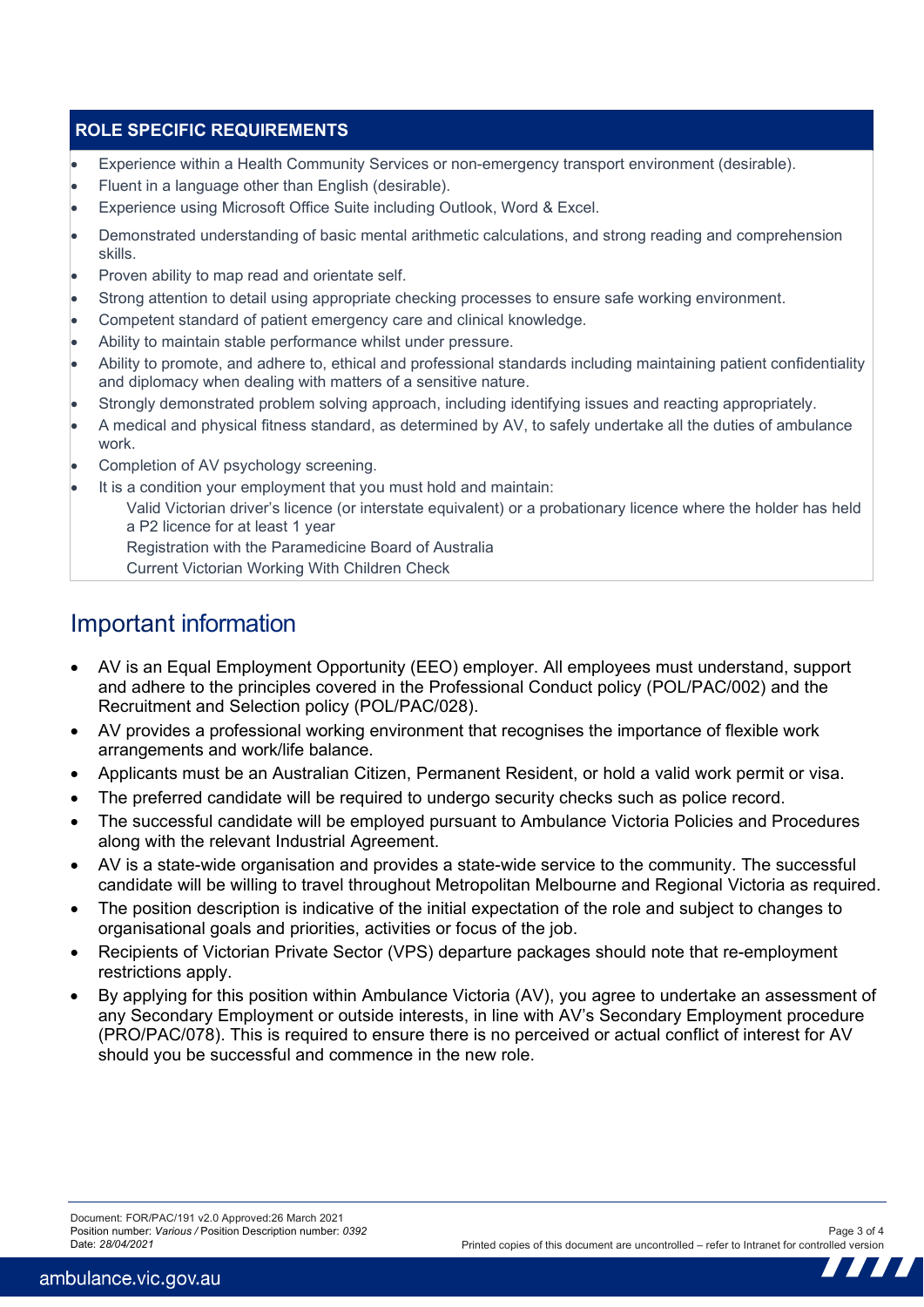## ROLE SPECIFIC REQUIREMENTS

- Experience within a Health Community Services or non-emergency transport environment (desirable).
- Fluent in a language other than English (desirable).
- Experience using Microsoft Office Suite including Outlook, Word & Excel.
- Demonstrated understanding of basic mental arithmetic calculations, and strong reading and comprehension skills.
- Proven ability to map read and orientate self.
- Strong attention to detail using appropriate checking processes to ensure safe working environment.
- Competent standard of patient emergency care and clinical knowledge.
- Ability to maintain stable performance whilst under pressure.
- Ability to promote, and adhere to, ethical and professional standards including maintaining patient confidentiality and diplomacy when dealing with matters of a sensitive nature.
- Strongly demonstrated problem solving approach, including identifying issues and reacting appropriately.
- A medical and physical fitness standard, as determined by AV, to safely undertake all the duties of ambulance work.
- Completion of AV psychology screening.
- It is a condition your employment that you must hold and maintain:
  - Valid Victorian driver's licence (or interstate equivalent) or a probationary licence where the holder has held a P2 licence for at least 1 year
  - Registration with the Paramedicine Board of Australia
  - Current Victorian Working With Children Check

# Important information

- AV is an Equal Employment Opportunity (EEO) employer. All employees must understand, support and adhere to the principles covered in the Professional Conduct policy (POL/PAC/002) and the Recruitment and Selection policy (POL/PAC/028).
- AV provides a professional working environment that recognises the importance of flexible work arrangements and work/life balance.
- Applicants must be an Australian Citizen, Permanent Resident, or hold a valid work permit or visa.
- The preferred candidate will be required to undergo security checks such as police record.
- The successful candidate will be employed pursuant to Ambulance Victoria Policies and Procedures along with the relevant Industrial Agreement.
- AV is a state-wide organisation and provides a state-wide service to the community. The successful candidate will be willing to travel throughout Metropolitan Melbourne and Regional Victoria as required.
- The position description is indicative of the initial expectation of the role and subject to changes to organisational goals and priorities, activities or focus of the job.
- Recipients of Victorian Private Sector (VPS) departure packages should note that re-employment restrictions apply.
- By applying for this position within Ambulance Victoria (AV), you agree to undertake an assessment of any Secondary Employment or outside interests, in line with AV's Secondary Employment procedure (PRO/PAC/078). This is required to ensure there is no perceived or actual conflict of interest for AV should you be successful and commence in the new role.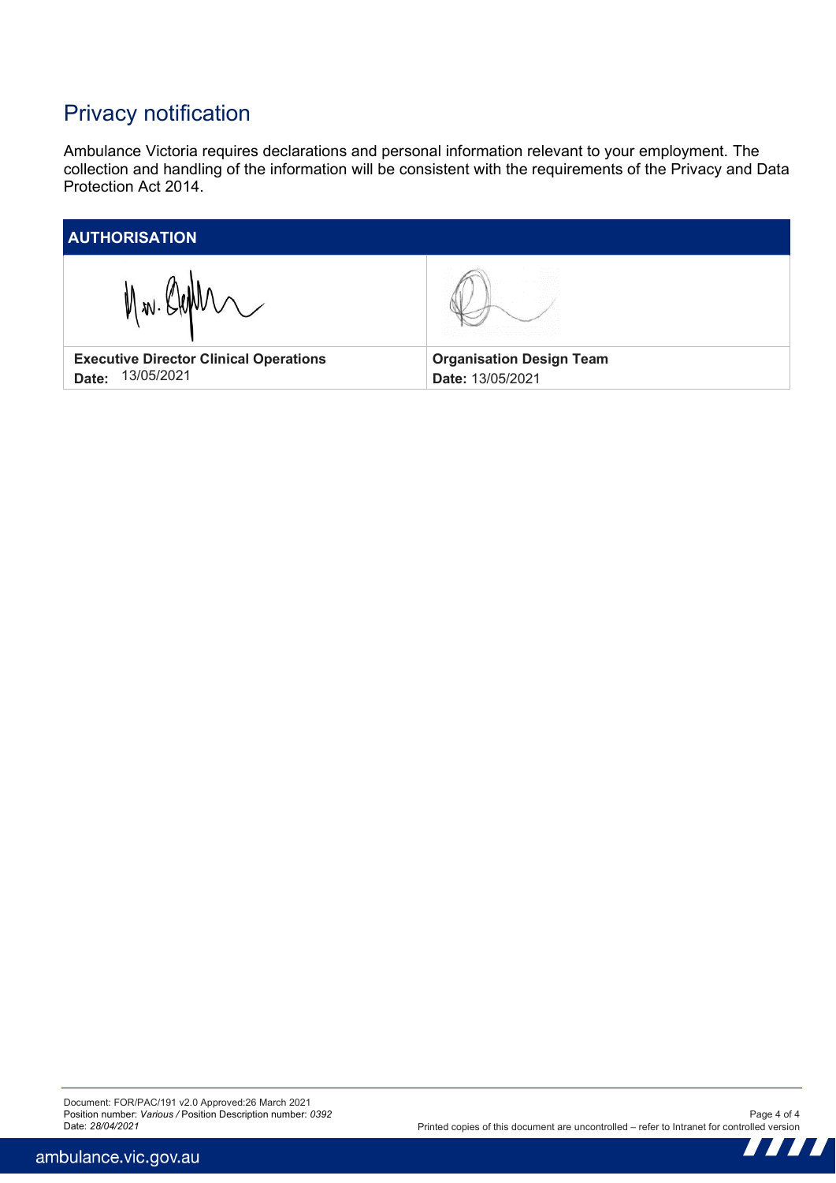## Privacy notification

Ambulance Victoria requires declarations and personal information relevant to your employment. The collection and handling of the information will be consistent with the requirements of the Privacy and Data Protection Act 2014.

| AUTHORISATION | |
|---|---|
| | |
| **Executive Director Clinical Operations**<br>**Date:** 13/05/2021 | **Organisation Design Team**<br>**Date:** 13/05/2021 |

Document: FOR/PAC/191 v2.0 Approved:26 March 2021
Position number: *Various* / Position Description number: *0392*
Date: *28/04/2021*

Printed copies of this document are uncontrolled – refer to Intranet for controlled version